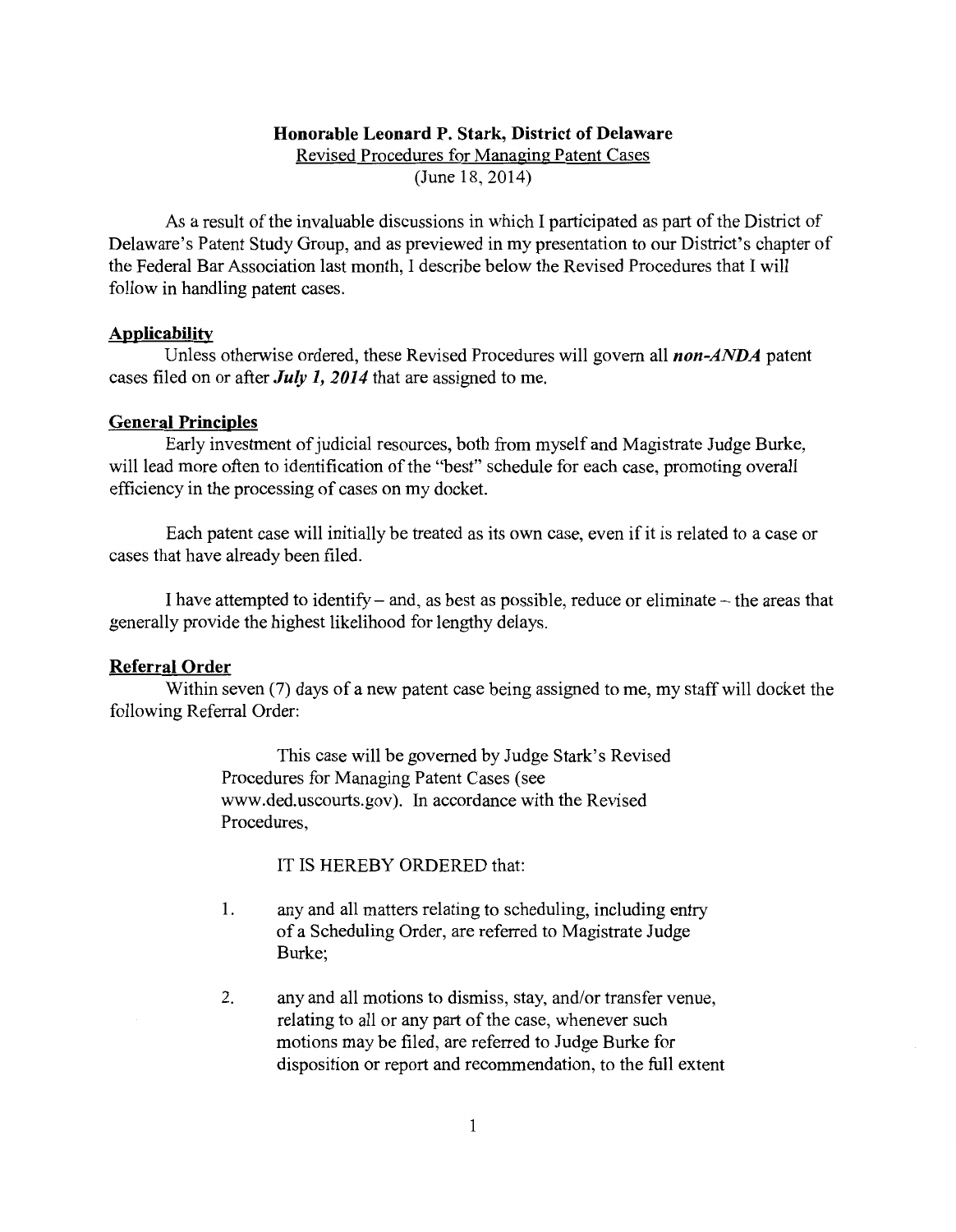**Honorable Leonard P. Stark, District of Delaware**

Revised Procedures for Managing Patent Cases

(June 18, 2014)

As a result of the invaluable discussions in which I participated as part of the District of Delaware's Patent Study Group, and as previewed in my presentation to our District's chapter of the Federal Bar Association last month, I describe below the Revised Procedures that I will follow in handling patent cases.

**Applicability**

Unless otherwise ordered, these Revised Procedures will govern all ***non-ANDA*** patent cases filed on or after ***July 1, 2014*** that are assigned to me.

**General Principles**

Early investment of judicial resources, both from myself and Magistrate Judge Burke, will lead more often to identification of the "best" schedule for each case, promoting overall efficiency in the processing of cases on my docket.

Each patent case will initially be treated as its own case, even if it is related to a case or cases that have already been filed.

I have attempted to identify – and, as best as possible, reduce or eliminate – the areas that generally provide the highest likelihood for lengthy delays.

**Referral Order**

Within seven (7) days of a new patent case being assigned to me, my staff will docket the following Referral Order:

> This case will be governed by Judge Stark's Revised Procedures for Managing Patent Cases (see www.ded.uscourts.gov). In accordance with the Revised Procedures,
>
> IT IS HEREBY ORDERED that:
>
> 1. any and all matters relating to scheduling, including entry of a Scheduling Order, are referred to Magistrate Judge Burke;
>
> 2. any and all motions to dismiss, stay, and/or transfer venue, relating to all or any part of the case, whenever such motions may be filed, are referred to Judge Burke for disposition or report and recommendation, to the full extent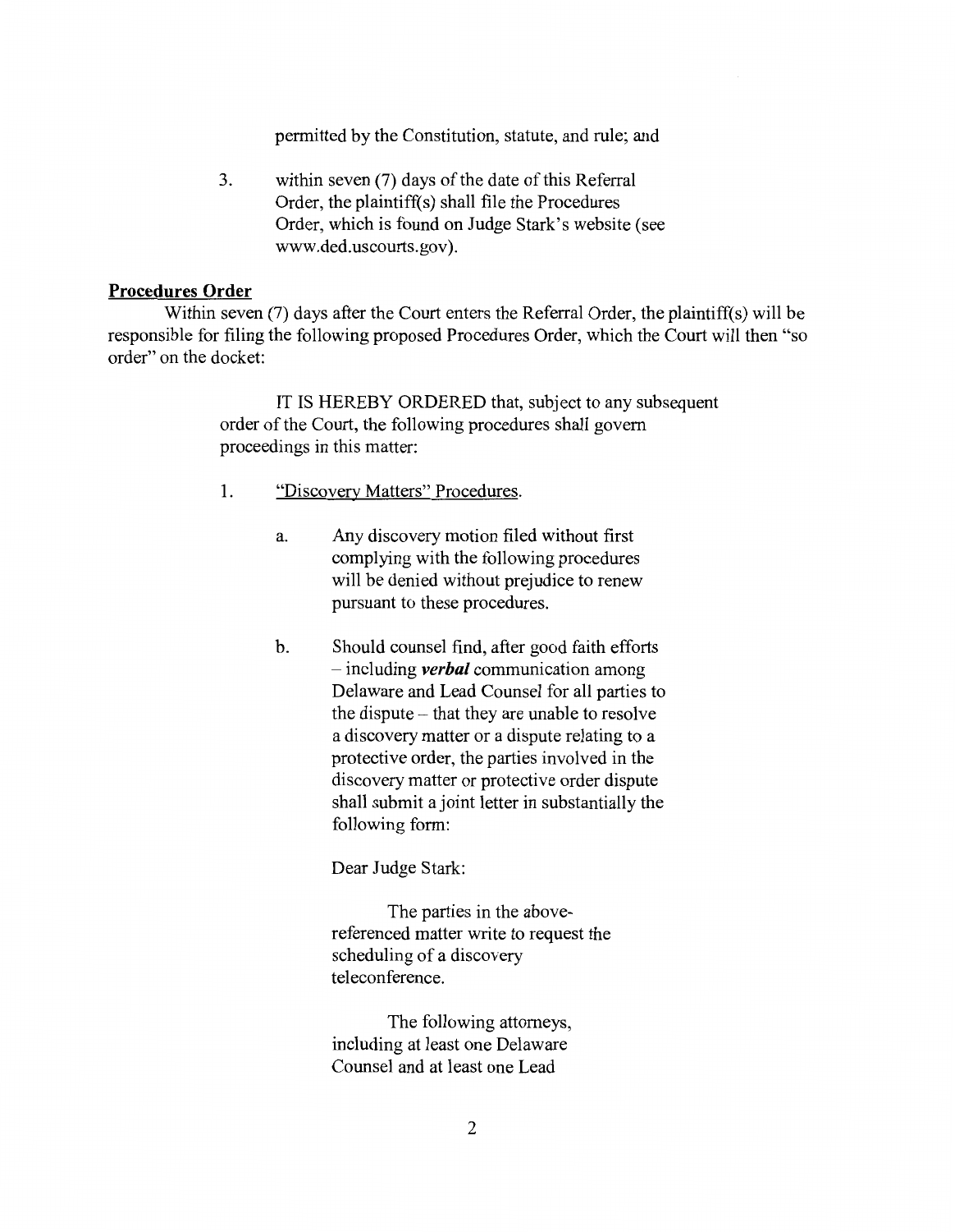permitted by the Constitution, statute, and rule; and

3. within seven (7) days of the date of this Referral Order, the plaintiff(s) shall file the Procedures Order, which is found on Judge Stark's website (see www.ded.uscourts.gov).

**Procedures Order**

Within seven (7) days after the Court enters the Referral Order, the plaintiff(s) will be responsible for filing the following proposed Procedures Order, which the Court will then "so order" on the docket:

> IT IS HEREBY ORDERED that, subject to any subsequent order of the Court, the following procedures shall govern proceedings in this matter:
>
> 1. "Discovery Matters" Procedures.
>
>    a. Any discovery motion filed without first complying with the following procedures will be denied without prejudice to renew pursuant to these procedures.
>
>    b. Should counsel find, after good faith efforts – including ***verbal*** communication among Delaware and Lead Counsel for all parties to the dispute – that they are unable to resolve a discovery matter or a dispute relating to a protective order, the parties involved in the discovery matter or protective order dispute shall submit a joint letter in substantially the following form:
>
>    Dear Judge Stark:
>
>    The parties in the above-referenced matter write to request the scheduling of a discovery teleconference.
>
>    The following attorneys, including at least one Delaware Counsel and at least one Lead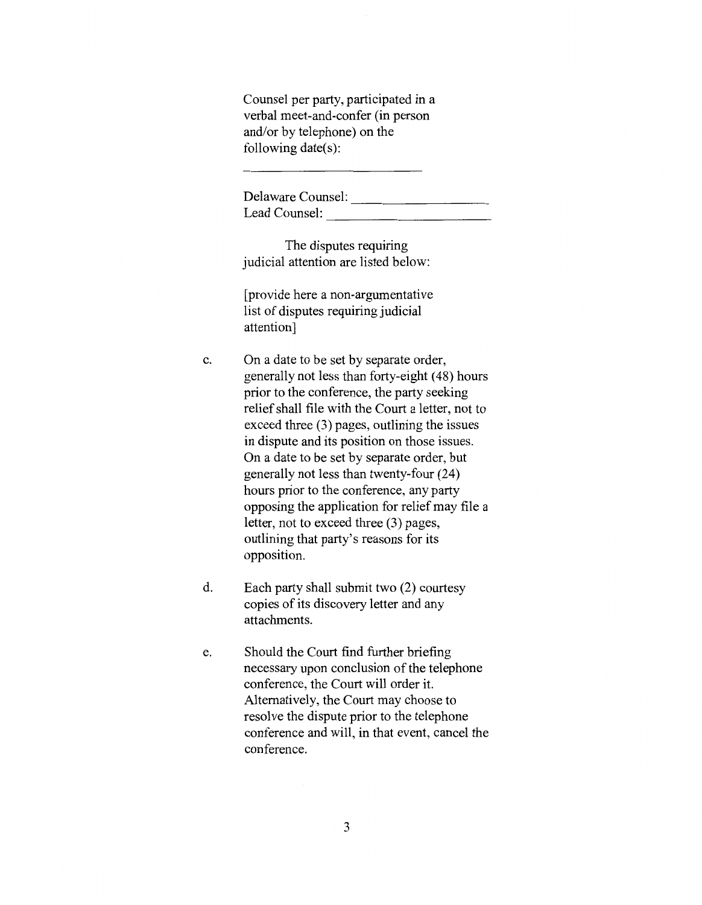Counsel per party, participated in a verbal meet-and-confer (in person and/or by telephone) on the following date(s):

_______________________

Delaware Counsel: _________________
Lead Counsel: _____________________

The disputes requiring judicial attention are listed below:

[provide here a non-argumentative list of disputes requiring judicial attention]

c. On a date to be set by separate order, generally not less than forty-eight (48) hours prior to the conference, the party seeking relief shall file with the Court a letter, not to exceed three (3) pages, outlining the issues in dispute and its position on those issues. On a date to be set by separate order, but generally not less than twenty-four (24) hours prior to the conference, any party opposing the application for relief may file a letter, not to exceed three (3) pages, outlining that party's reasons for its opposition.

d. Each party shall submit two (2) courtesy copies of its discovery letter and any attachments.

e. Should the Court find further briefing necessary upon conclusion of the telephone conference, the Court will order it. Alternatively, the Court may choose to resolve the dispute prior to the telephone conference and will, in that event, cancel the conference.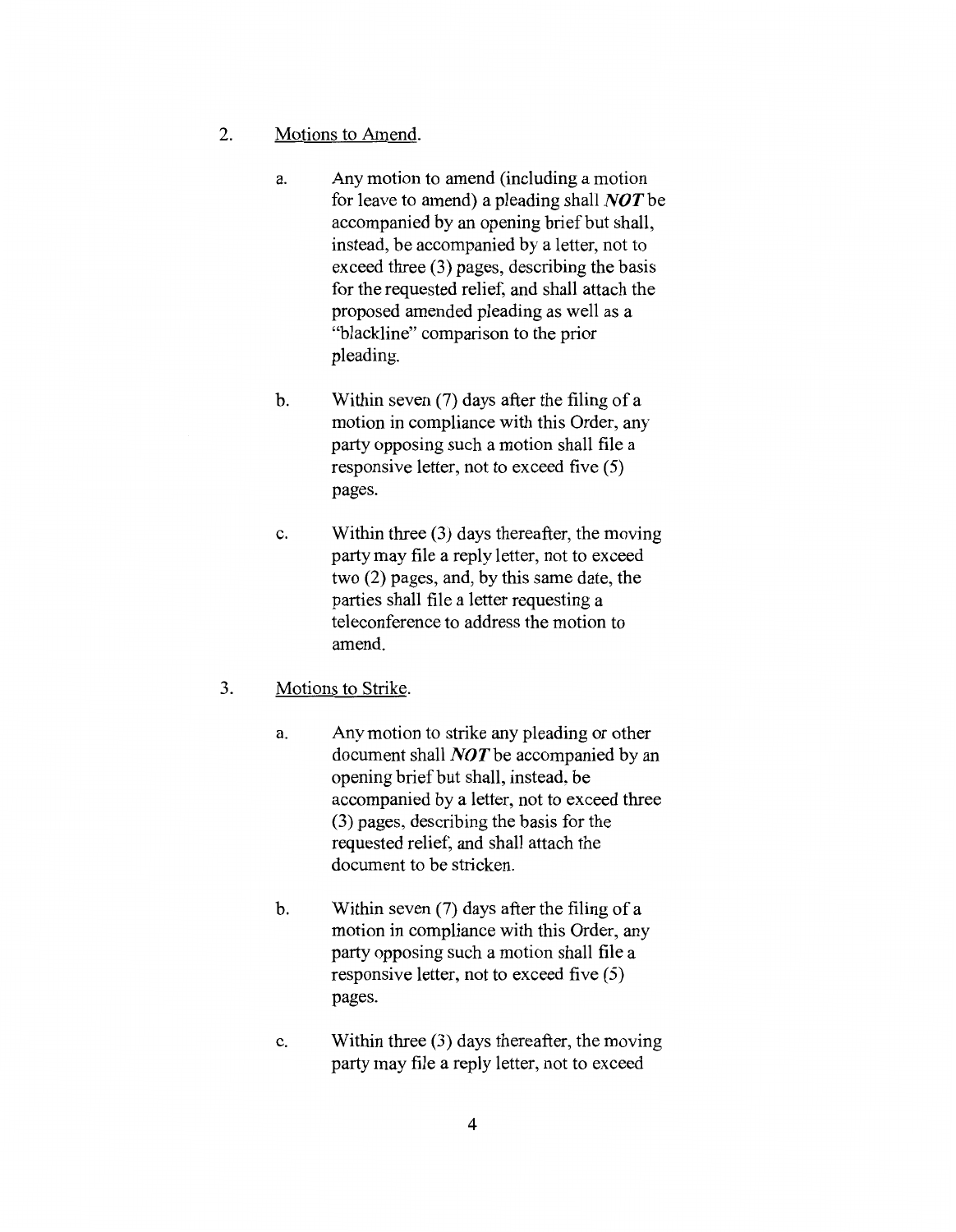2. <u>Motions to Amend</u>.

   a. Any motion to amend (including a motion for leave to amend) a pleading shall ***NOT*** be accompanied by an opening brief but shall, instead, be accompanied by a letter, not to exceed three (3) pages, describing the basis for the requested relief, and shall attach the proposed amended pleading as well as a "blackline" comparison to the prior pleading.

   b. Within seven (7) days after the filing of a motion in compliance with this Order, any party opposing such a motion shall file a responsive letter, not to exceed five (5) pages.

   c. Within three (3) days thereafter, the moving party may file a reply letter, not to exceed two (2) pages, and, by this same date, the parties shall file a letter requesting a teleconference to address the motion to amend.

3. <u>Motions to Strike</u>.

   a. Any motion to strike any pleading or other document shall ***NOT*** be accompanied by an opening brief but shall, instead, be accompanied by a letter, not to exceed three (3) pages, describing the basis for the requested relief, and shall attach the document to be stricken.

   b. Within seven (7) days after the filing of a motion in compliance with this Order, any party opposing such a motion shall file a responsive letter, not to exceed five (5) pages.

   c. Within three (3) days thereafter, the moving party may file a reply letter, not to exceed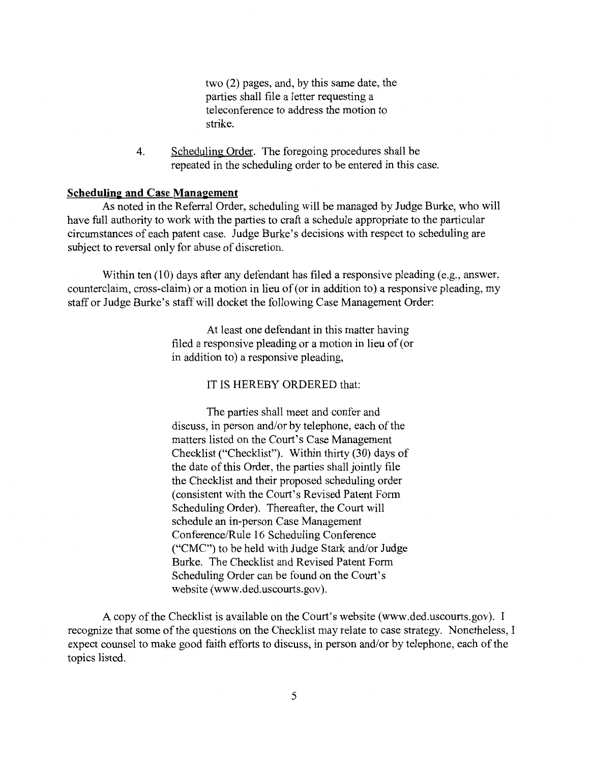> two (2) pages, and, by this same date, the parties shall file a letter requesting a teleconference to address the motion to strike.

4. Scheduling Order. The foregoing procedures shall be repeated in the scheduling order to be entered in this case.

**Scheduling and Case Management**

As noted in the Referral Order, scheduling will be managed by Judge Burke, who will have full authority to work with the parties to craft a schedule appropriate to the particular circumstances of each patent case. Judge Burke's decisions with respect to scheduling are subject to reversal only for abuse of discretion.

Within ten (10) days after any defendant has filed a responsive pleading (e.g., answer, counterclaim, cross-claim) or a motion in lieu of (or in addition to) a responsive pleading, my staff or Judge Burke's staff will docket the following Case Management Order:

> At least one defendant in this matter having filed a responsive pleading or a motion in lieu of (or in addition to) a responsive pleading,
>
> IT IS HEREBY ORDERED that:
>
> The parties shall meet and confer and discuss, in person and/or by telephone, each of the matters listed on the Court's Case Management Checklist ("Checklist"). Within thirty (30) days of the date of this Order, the parties shall jointly file the Checklist and their proposed scheduling order (consistent with the Court's Revised Patent Form Scheduling Order). Thereafter, the Court will schedule an in-person Case Management Conference/Rule 16 Scheduling Conference ("CMC") to be held with Judge Stark and/or Judge Burke. The Checklist and Revised Patent Form Scheduling Order can be found on the Court's website (www.ded.uscourts.gov).

A copy of the Checklist is available on the Court's website (www.ded.uscourts.gov). I recognize that some of the questions on the Checklist may relate to case strategy. Nonetheless, I expect counsel to make good faith efforts to discuss, in person and/or by telephone, each of the topics listed.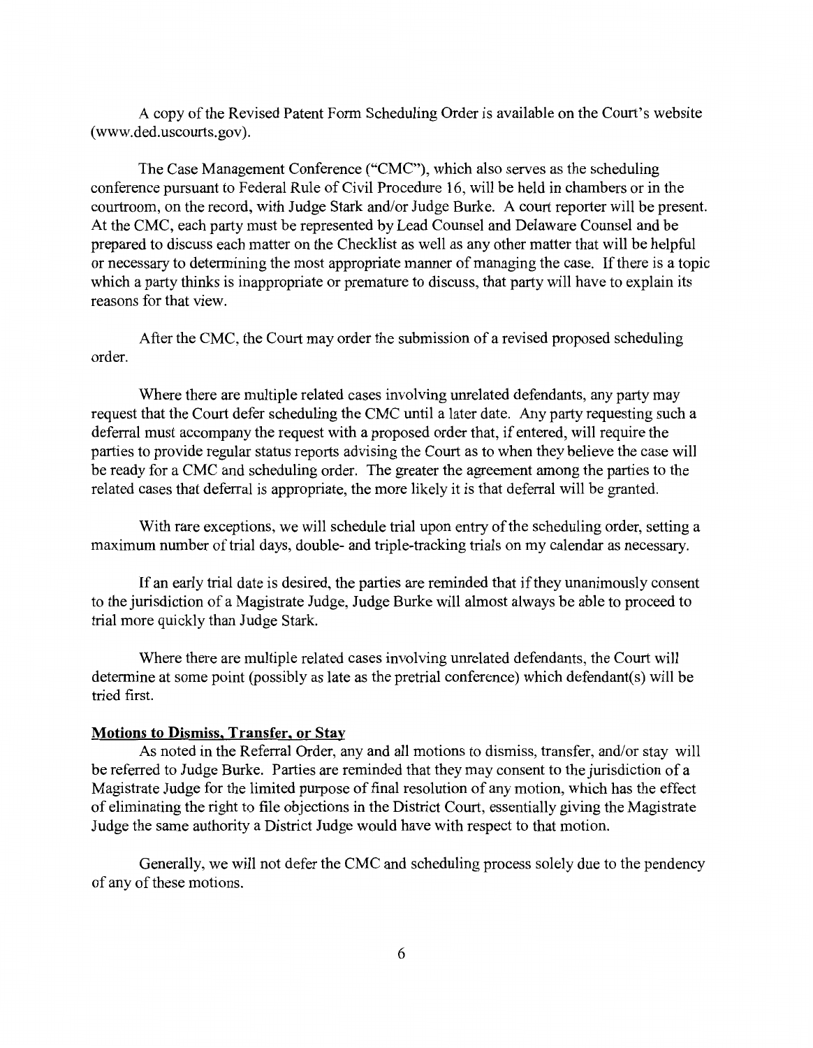A copy of the Revised Patent Form Scheduling Order is available on the Court's website (www.ded.uscourts.gov).

The Case Management Conference ("CMC"), which also serves as the scheduling conference pursuant to Federal Rule of Civil Procedure 16, will be held in chambers or in the courtroom, on the record, with Judge Stark and/or Judge Burke. A court reporter will be present. At the CMC, each party must be represented by Lead Counsel and Delaware Counsel and be prepared to discuss each matter on the Checklist as well as any other matter that will be helpful or necessary to determining the most appropriate manner of managing the case. If there is a topic which a party thinks is inappropriate or premature to discuss, that party will have to explain its reasons for that view.

After the CMC, the Court may order the submission of a revised proposed scheduling order.

Where there are multiple related cases involving unrelated defendants, any party may request that the Court defer scheduling the CMC until a later date. Any party requesting such a deferral must accompany the request with a proposed order that, if entered, will require the parties to provide regular status reports advising the Court as to when they believe the case will be ready for a CMC and scheduling order. The greater the agreement among the parties to the related cases that deferral is appropriate, the more likely it is that deferral will be granted.

With rare exceptions, we will schedule trial upon entry of the scheduling order, setting a maximum number of trial days, double- and triple-tracking trials on my calendar as necessary.

If an early trial date is desired, the parties are reminded that if they unanimously consent to the jurisdiction of a Magistrate Judge, Judge Burke will almost always be able to proceed to trial more quickly than Judge Stark.

Where there are multiple related cases involving unrelated defendants, the Court will determine at some point (possibly as late as the pretrial conference) which defendant(s) will be tried first.

**Motions to Dismiss, Transfer, or Stay**

As noted in the Referral Order, any and all motions to dismiss, transfer, and/or stay will be referred to Judge Burke. Parties are reminded that they may consent to the jurisdiction of a Magistrate Judge for the limited purpose of final resolution of any motion, which has the effect of eliminating the right to file objections in the District Court, essentially giving the Magistrate Judge the same authority a District Judge would have with respect to that motion.

Generally, we will not defer the CMC and scheduling process solely due to the pendency of any of these motions.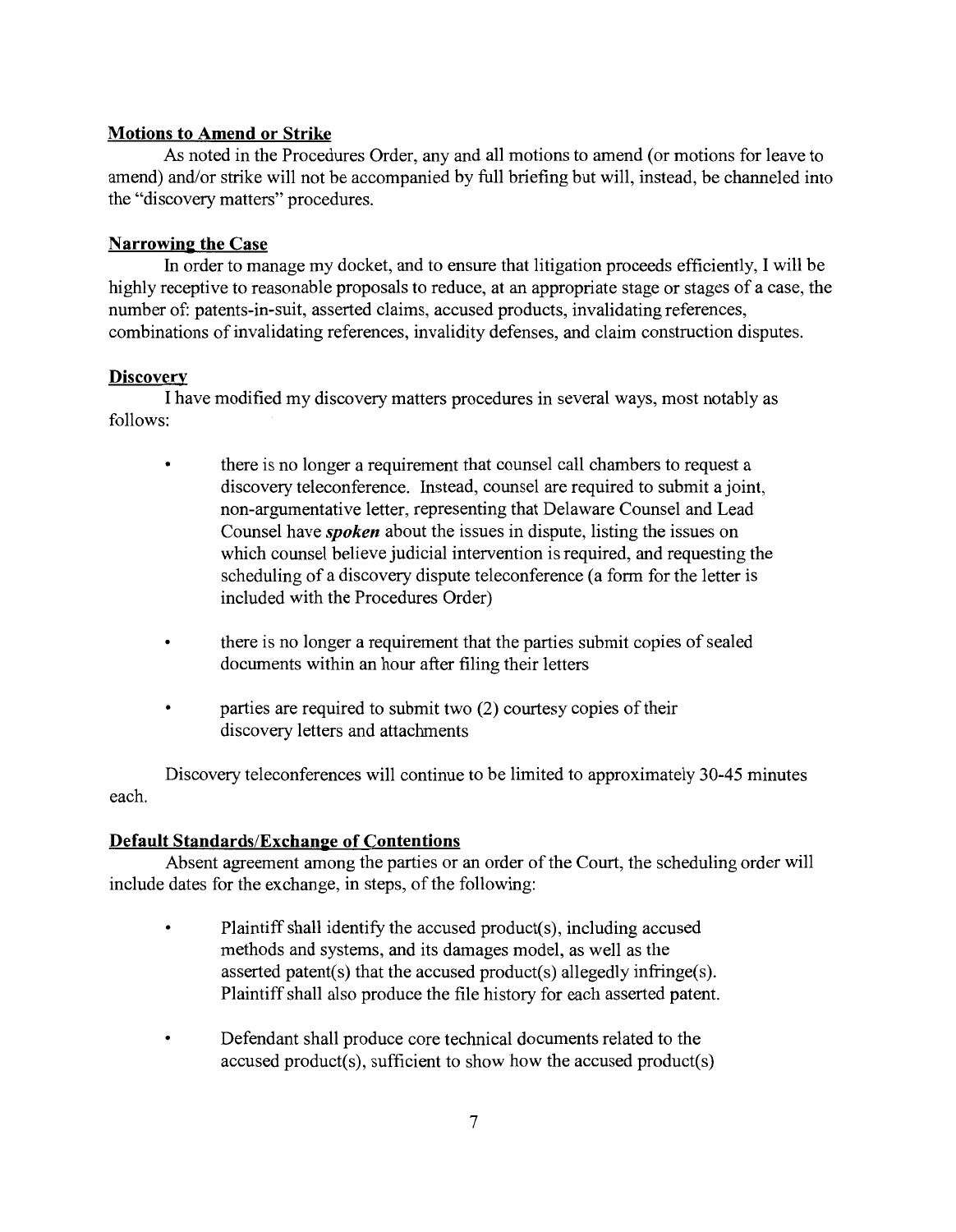## Motions to Amend or Strike

As noted in the Procedures Order, any and all motions to amend (or motions for leave to amend) and/or strike will not be accompanied by full briefing but will, instead, be channeled into the "discovery matters" procedures.

## Narrowing the Case

In order to manage my docket, and to ensure that litigation proceeds efficiently, I will be highly receptive to reasonable proposals to reduce, at an appropriate stage or stages of a case, the number of: patents-in-suit, asserted claims, accused products, invalidating references, combinations of invalidating references, invalidity defenses, and claim construction disputes.

## Discovery

I have modified my discovery matters procedures in several ways, most notably as follows:

- there is no longer a requirement that counsel call chambers to request a discovery teleconference. Instead, counsel are required to submit a joint, non-argumentative letter, representing that Delaware Counsel and Lead Counsel have ***spoken*** about the issues in dispute, listing the issues on which counsel believe judicial intervention is required, and requesting the scheduling of a discovery dispute teleconference (a form for the letter is included with the Procedures Order)

- there is no longer a requirement that the parties submit copies of sealed documents within an hour after filing their letters

- parties are required to submit two (2) courtesy copies of their discovery letters and attachments

Discovery teleconferences will continue to be limited to approximately 30-45 minutes each.

## Default Standards/Exchange of Contentions

Absent agreement among the parties or an order of the Court, the scheduling order will include dates for the exchange, in steps, of the following:

- Plaintiff shall identify the accused product(s), including accused methods and systems, and its damages model, as well as the asserted patent(s) that the accused product(s) allegedly infringe(s). Plaintiff shall also produce the file history for each asserted patent.

- Defendant shall produce core technical documents related to the accused product(s), sufficient to show how the accused product(s)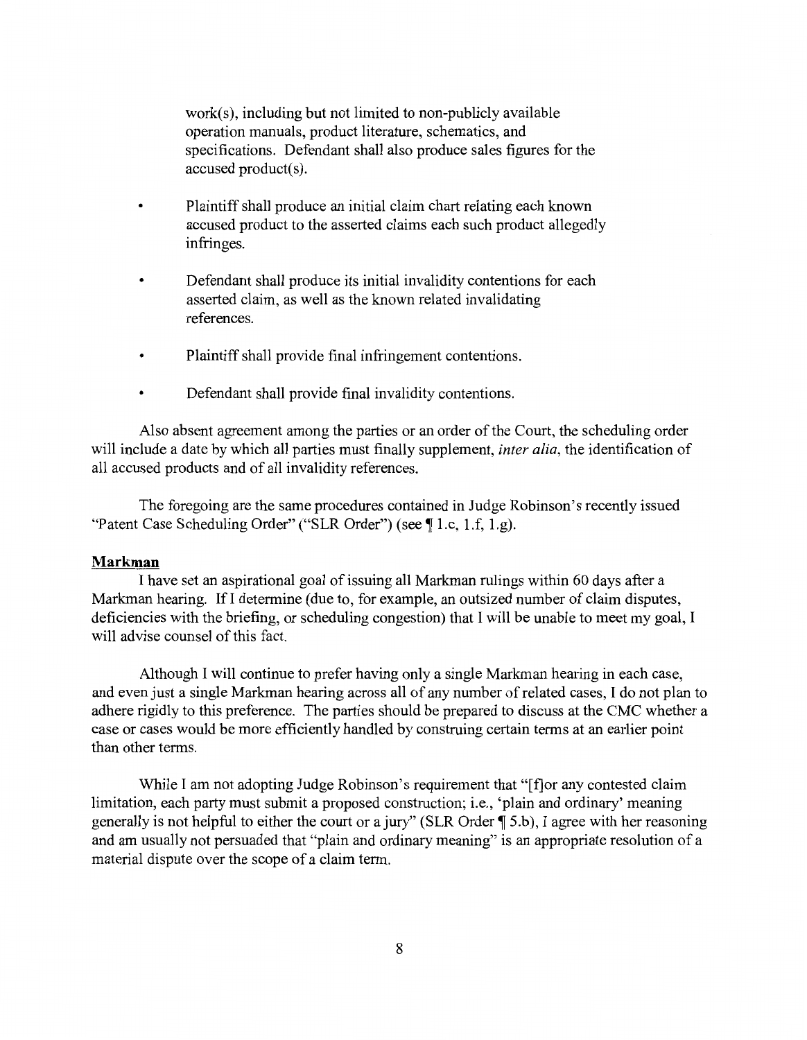work(s), including but not limited to non-publicly available operation manuals, product literature, schematics, and specifications. Defendant shall also produce sales figures for the accused product(s).

- Plaintiff shall produce an initial claim chart relating each known accused product to the asserted claims each such product allegedly infringes.
- Defendant shall produce its initial invalidity contentions for each asserted claim, as well as the known related invalidating references.
- Plaintiff shall provide final infringement contentions.
- Defendant shall provide final invalidity contentions.

Also absent agreement among the parties or an order of the Court, the scheduling order will include a date by which all parties must finally supplement, *inter alia*, the identification of all accused products and of all invalidity references.

The foregoing are the same procedures contained in Judge Robinson's recently issued "Patent Case Scheduling Order" ("SLR Order") (see ¶ 1.c, 1.f, 1.g).

**Markman**

I have set an aspirational goal of issuing all Markman rulings within 60 days after a Markman hearing. If I determine (due to, for example, an outsized number of claim disputes, deficiencies with the briefing, or scheduling congestion) that I will be unable to meet my goal, I will advise counsel of this fact.

Although I will continue to prefer having only a single Markman hearing in each case, and even just a single Markman hearing across all of any number of related cases, I do not plan to adhere rigidly to this preference. The parties should be prepared to discuss at the CMC whether a case or cases would be more efficiently handled by construing certain terms at an earlier point than other terms.

While I am not adopting Judge Robinson's requirement that "[f]or any contested claim limitation, each party must submit a proposed construction; i.e., 'plain and ordinary' meaning generally is not helpful to either the court or a jury" (SLR Order ¶ 5.b), I agree with her reasoning and am usually not persuaded that "plain and ordinary meaning" is an appropriate resolution of a material dispute over the scope of a claim term.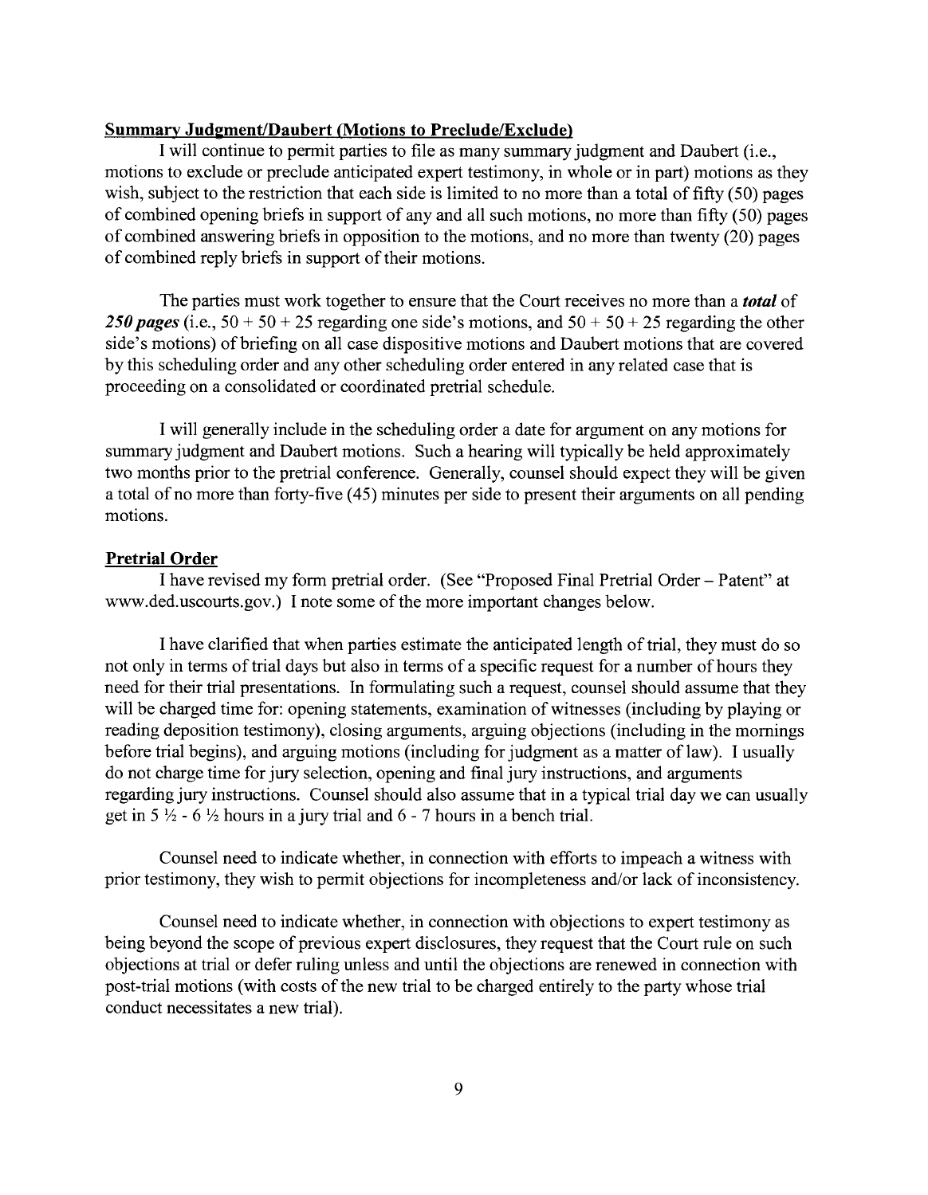**Summary Judgment/Daubert (Motions to Preclude/Exclude)**

I will continue to permit parties to file as many summary judgment and Daubert (i.e., motions to exclude or preclude anticipated expert testimony, in whole or in part) motions as they wish, subject to the restriction that each side is limited to no more than a total of fifty (50) pages of combined opening briefs in support of any and all such motions, no more than fifty (50) pages of combined answering briefs in opposition to the motions, and no more than twenty (20) pages of combined reply briefs in support of their motions.

The parties must work together to ensure that the Court receives no more than a ***total*** of ***250 pages*** (i.e., 50 + 50 + 25 regarding one side's motions, and 50 + 50 + 25 regarding the other side's motions) of briefing on all case dispositive motions and Daubert motions that are covered by this scheduling order and any other scheduling order entered in any related case that is proceeding on a consolidated or coordinated pretrial schedule.

I will generally include in the scheduling order a date for argument on any motions for summary judgment and Daubert motions. Such a hearing will typically be held approximately two months prior to the pretrial conference. Generally, counsel should expect they will be given a total of no more than forty-five (45) minutes per side to present their arguments on all pending motions.

**Pretrial Order**

I have revised my form pretrial order. (See "Proposed Final Pretrial Order – Patent" at www.ded.uscourts.gov.) I note some of the more important changes below.

I have clarified that when parties estimate the anticipated length of trial, they must do so not only in terms of trial days but also in terms of a specific request for a number of hours they need for their trial presentations. In formulating such a request, counsel should assume that they will be charged time for: opening statements, examination of witnesses (including by playing or reading deposition testimony), closing arguments, arguing objections (including in the mornings before trial begins), and arguing motions (including for judgment as a matter of law). I usually do not charge time for jury selection, opening and final jury instructions, and arguments regarding jury instructions. Counsel should also assume that in a typical trial day we can usually get in 5 ½ - 6 ½ hours in a jury trial and 6 - 7 hours in a bench trial.

Counsel need to indicate whether, in connection with efforts to impeach a witness with prior testimony, they wish to permit objections for incompleteness and/or lack of inconsistency.

Counsel need to indicate whether, in connection with objections to expert testimony as being beyond the scope of previous expert disclosures, they request that the Court rule on such objections at trial or defer ruling unless and until the objections are renewed in connection with post-trial motions (with costs of the new trial to be charged entirely to the party whose trial conduct necessitates a new trial).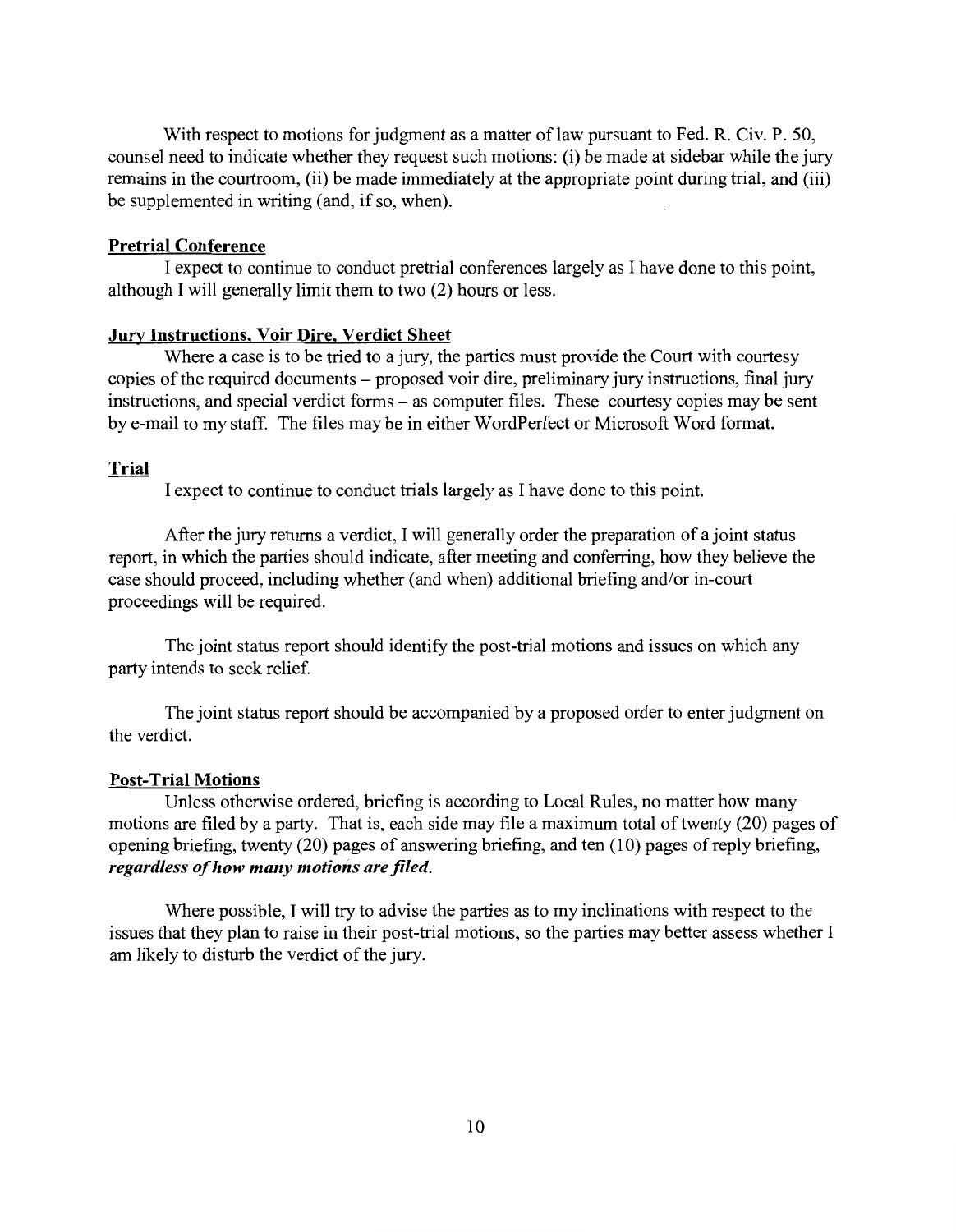With respect to motions for judgment as a matter of law pursuant to Fed. R. Civ. P. 50, counsel need to indicate whether they request such motions: (i) be made at sidebar while the jury remains in the courtroom, (ii) be made immediately at the appropriate point during trial, and (iii) be supplemented in writing (and, if so, when).

### Pretrial Conference

I expect to continue to conduct pretrial conferences largely as I have done to this point, although I will generally limit them to two (2) hours or less.

### Jury Instructions, Voir Dire, Verdict Sheet

Where a case is to be tried to a jury, the parties must provide the Court with courtesy copies of the required documents – proposed voir dire, preliminary jury instructions, final jury instructions, and special verdict forms – as computer files. These courtesy copies may be sent by e-mail to my staff. The files may be in either WordPerfect or Microsoft Word format.

### Trial

I expect to continue to conduct trials largely as I have done to this point.

After the jury returns a verdict, I will generally order the preparation of a joint status report, in which the parties should indicate, after meeting and conferring, how they believe the case should proceed, including whether (and when) additional briefing and/or in-court proceedings will be required.

The joint status report should identify the post-trial motions and issues on which any party intends to seek relief.

The joint status report should be accompanied by a proposed order to enter judgment on the verdict.

### Post-Trial Motions

Unless otherwise ordered, briefing is according to Local Rules, no matter how many motions are filed by a party. That is, each side may file a maximum total of twenty (20) pages of opening briefing, twenty (20) pages of answering briefing, and ten (10) pages of reply briefing, ***regardless of how many motions are filed.***

Where possible, I will try to advise the parties as to my inclinations with respect to the issues that they plan to raise in their post-trial motions, so the parties may better assess whether I am likely to disturb the verdict of the jury.